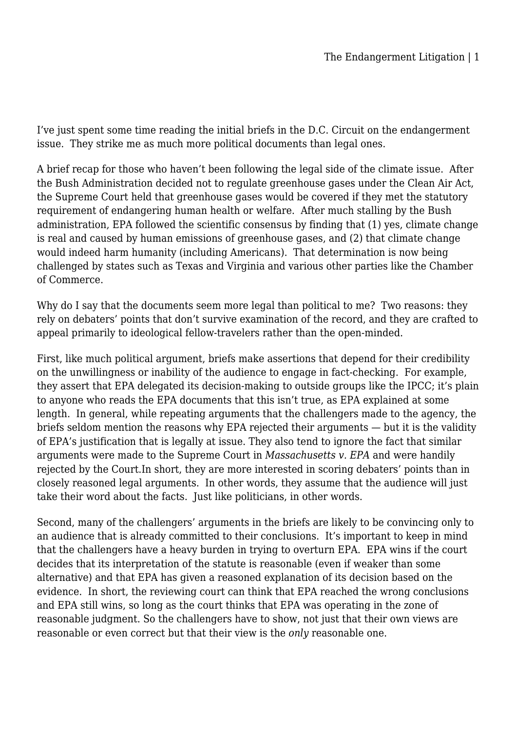I've just spent some time reading the initial briefs in the D.C. Circuit on the endangerment issue. They strike me as much more political documents than legal ones.

A brief recap for those who haven't been following the legal side of the climate issue. After the Bush Administration decided not to regulate greenhouse gases under the Clean Air Act, the Supreme Court held that greenhouse gases would be covered if they met the statutory requirement of endangering human health or welfare. After much stalling by the Bush administration, EPA followed the scientific consensus by finding that (1) yes, climate change is real and caused by human emissions of greenhouse gases, and (2) that climate change would indeed harm humanity (including Americans). That determination is now being challenged by states such as Texas and Virginia and various other parties like the Chamber of Commerce.

Why do I say that the documents seem more legal than political to me? Two reasons: they rely on debaters' points that don't survive examination of the record, and they are crafted to appeal primarily to ideological fellow-travelers rather than the open-minded.

First, like much political argument, briefs make assertions that depend for their credibility on the unwillingness or inability of the audience to engage in fact-checking. For example, they assert that EPA delegated its decision-making to outside groups like the IPCC; it's plain to anyone who reads the EPA documents that this isn't true, as EPA explained at some length. In general, while repeating arguments that the challengers made to the agency, the briefs seldom mention the reasons why EPA rejected their arguments — but it is the validity of EPA's justification that is legally at issue. They also tend to ignore the fact that similar arguments were made to the Supreme Court in *Massachusetts v. EPA* and were handily rejected by the Court.In short, they are more interested in scoring debaters' points than in closely reasoned legal arguments. In other words, they assume that the audience will just take their word about the facts. Just like politicians, in other words.

Second, many of the challengers' arguments in the briefs are likely to be convincing only to an audience that is already committed to their conclusions. It's important to keep in mind that the challengers have a heavy burden in trying to overturn EPA. EPA wins if the court decides that its interpretation of the statute is reasonable (even if weaker than some alternative) and that EPA has given a reasoned explanation of its decision based on the evidence. In short, the reviewing court can think that EPA reached the wrong conclusions and EPA still wins, so long as the court thinks that EPA was operating in the zone of reasonable judgment. So the challengers have to show, not just that their own views are reasonable or even correct but that their view is the *only* reasonable one.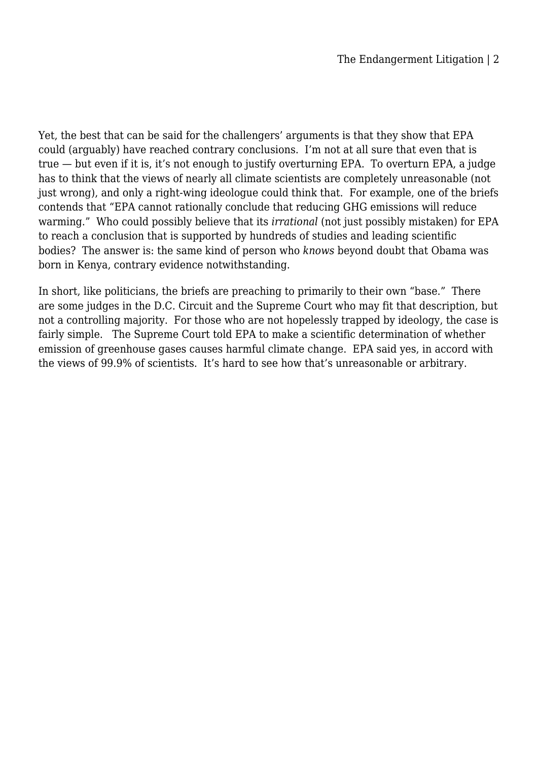Yet, the best that can be said for the challengers' arguments is that they show that EPA could (arguably) have reached contrary conclusions. I'm not at all sure that even that is true — but even if it is, it's not enough to justify overturning EPA. To overturn EPA, a judge has to think that the views of nearly all climate scientists are completely unreasonable (not just wrong), and only a right-wing ideologue could think that. For example, one of the briefs contends that "EPA cannot rationally conclude that reducing GHG emissions will reduce warming." Who could possibly believe that its *irrational* (not just possibly mistaken) for EPA to reach a conclusion that is supported by hundreds of studies and leading scientific bodies? The answer is: the same kind of person who *knows* beyond doubt that Obama was born in Kenya, contrary evidence notwithstanding.

In short, like politicians, the briefs are preaching to primarily to their own "base." There are some judges in the D.C. Circuit and the Supreme Court who may fit that description, but not a controlling majority. For those who are not hopelessly trapped by ideology, the case is fairly simple. The Supreme Court told EPA to make a scientific determination of whether emission of greenhouse gases causes harmful climate change. EPA said yes, in accord with the views of 99.9% of scientists. It's hard to see how that's unreasonable or arbitrary.